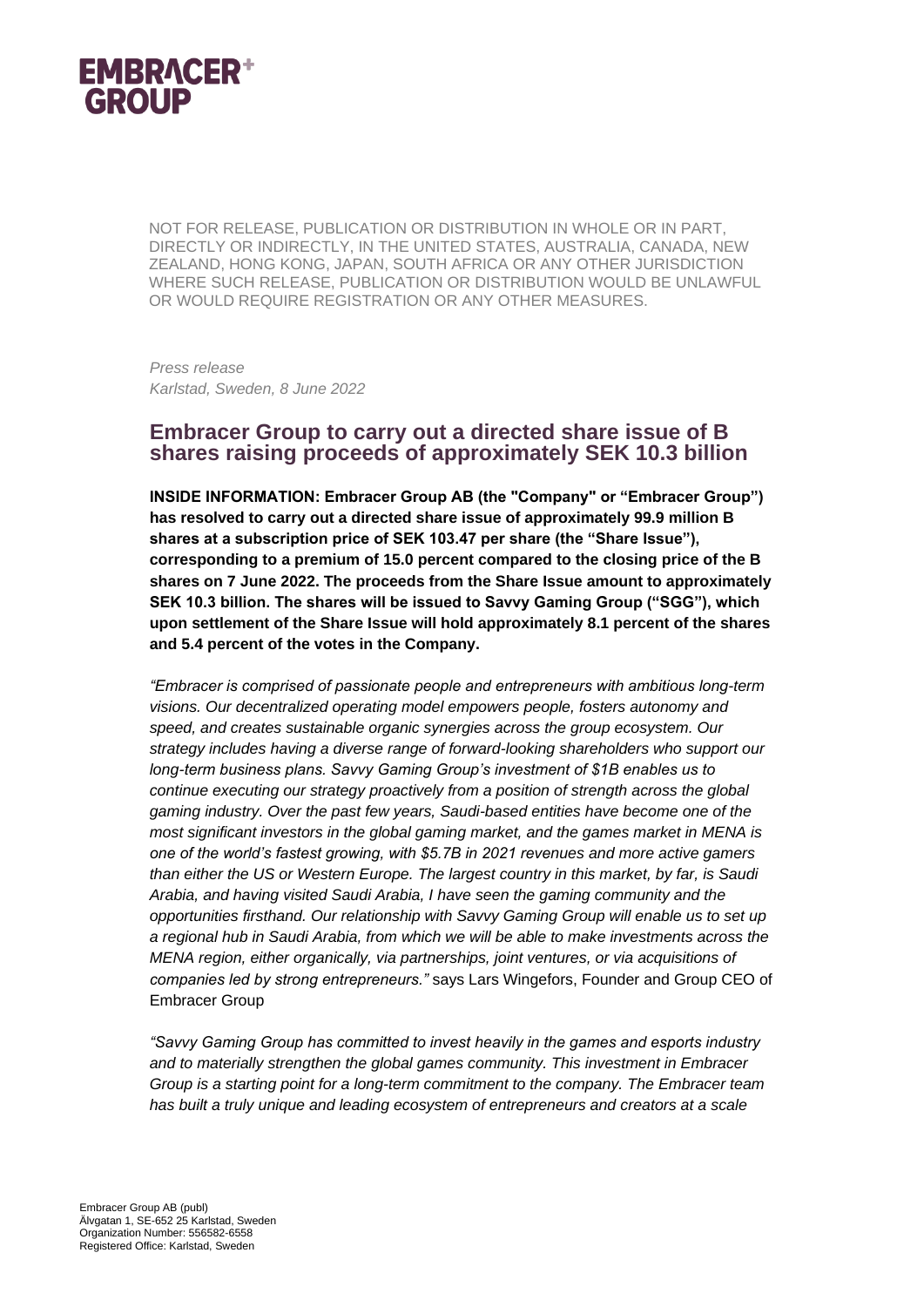NOT FOR RELEASE, PUBLICATION OR DISTRIBUTION IN WHOLE OR IN PART, DIRECTLY OR INDIRECTLY, IN THE UNITED STATES, AUSTRALIA, CANADA, NEW ZEALAND, HONG KONG, JAPAN, SOUTH AFRICA OR ANY OTHER JURISDICTION WHERE SUCH RELEASE, PUBLICATION OR DISTRIBUTION WOULD BE UNLAWFUL OR WOULD REQUIRE REGISTRATION OR ANY OTHER MEASURES.

*Press release*
*Karlstad, Sweden, 8 June 2022*

# Embracer Group to carry out a directed share issue of B shares raising proceeds of approximately SEK 10.3 billion

**INSIDE INFORMATION: Embracer Group AB (the "Company" or "Embracer Group") has resolved to carry out a directed share issue of approximately 99.9 million B shares at a subscription price of SEK 103.47 per share (the "Share Issue"), corresponding to a premium of 15.0 percent compared to the closing price of the B shares on 7 June 2022. The proceeds from the Share Issue amount to approximately SEK 10.3 billion. The shares will be issued to Savvy Gaming Group ("SGG"), which upon settlement of the Share Issue will hold approximately 8.1 percent of the shares and 5.4 percent of the votes in the Company.**

*"Embracer is comprised of passionate people and entrepreneurs with ambitious long-term visions. Our decentralized operating model empowers people, fosters autonomy and speed, and creates sustainable organic synergies across the group ecosystem. Our strategy includes having a diverse range of forward-looking shareholders who support our long-term business plans. Savvy Gaming Group's investment of $1B enables us to continue executing our strategy proactively from a position of strength across the global gaming industry. Over the past few years, Saudi-based entities have become one of the most significant investors in the global gaming market, and the games market in MENA is one of the world's fastest growing, with $5.7B in 2021 revenues and more active gamers than either the US or Western Europe. The largest country in this market, by far, is Saudi Arabia, and having visited Saudi Arabia, I have seen the gaming community and the opportunities firsthand. Our relationship with Savvy Gaming Group will enable us to set up a regional hub in Saudi Arabia, from which we will be able to make investments across the MENA region, either organically, via partnerships, joint ventures, or via acquisitions of companies led by strong entrepreneurs."* says Lars Wingefors, Founder and Group CEO of Embracer Group

*"Savvy Gaming Group has committed to invest heavily in the games and esports industry and to materially strengthen the global games community. This investment in Embracer Group is a starting point for a long-term commitment to the company. The Embracer team has built a truly unique and leading ecosystem of entrepreneurs and creators at a scale*

Embracer Group AB (publ)
Älvgatan 1, SE-652 25 Karlstad, Sweden
Organization Number: 556582-6558
Registered Office: Karlstad, Sweden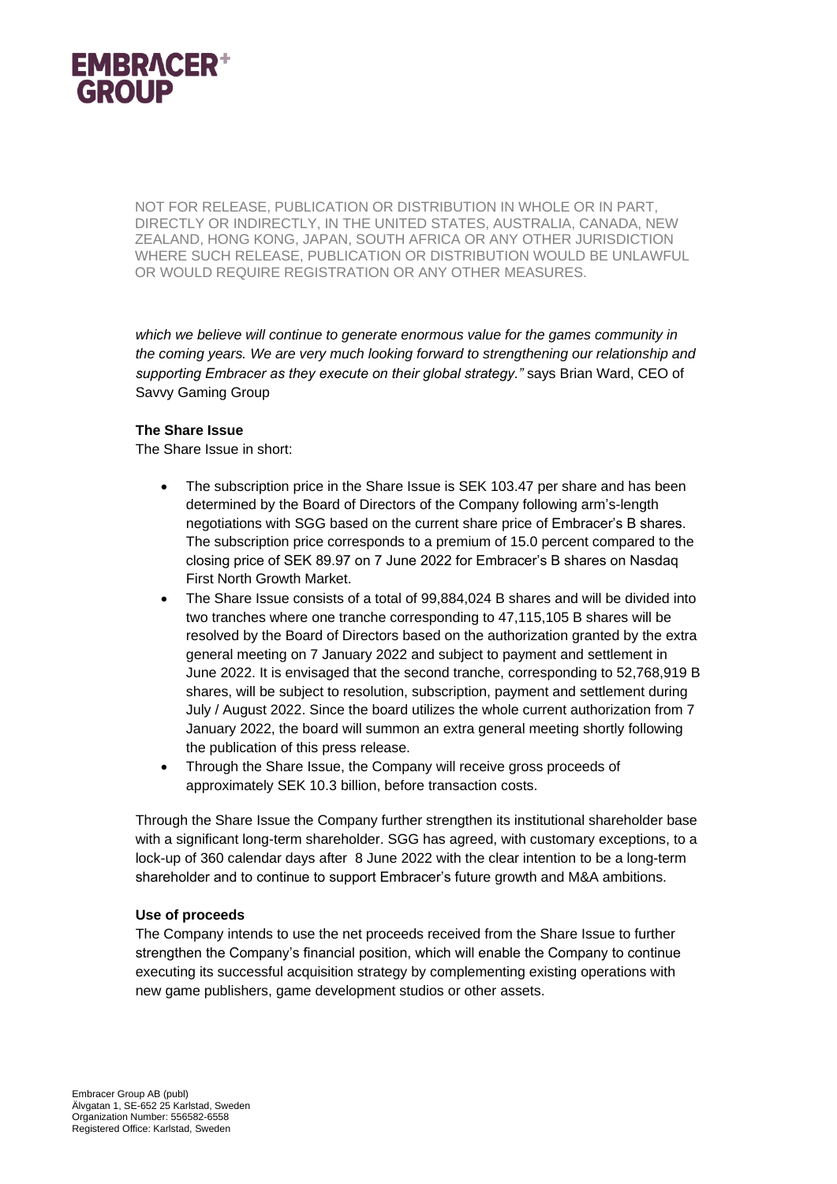NOT FOR RELEASE, PUBLICATION OR DISTRIBUTION IN WHOLE OR IN PART, DIRECTLY OR INDIRECTLY, IN THE UNITED STATES, AUSTRALIA, CANADA, NEW ZEALAND, HONG KONG, JAPAN, SOUTH AFRICA OR ANY OTHER JURISDICTION WHERE SUCH RELEASE, PUBLICATION OR DISTRIBUTION WOULD BE UNLAWFUL OR WOULD REQUIRE REGISTRATION OR ANY OTHER MEASURES.

*which we believe will continue to generate enormous value for the games community in the coming years. We are very much looking forward to strengthening our relationship and supporting Embracer as they execute on their global strategy."* says Brian Ward, CEO of Savvy Gaming Group

**The Share Issue**

The Share Issue in short:

- The subscription price in the Share Issue is SEK 103.47 per share and has been determined by the Board of Directors of the Company following arm's-length negotiations with SGG based on the current share price of Embracer's B shares. The subscription price corresponds to a premium of 15.0 percent compared to the closing price of SEK 89.97 on 7 June 2022 for Embracer's B shares on Nasdaq First North Growth Market.
- The Share Issue consists of a total of 99,884,024 B shares and will be divided into two tranches where one tranche corresponding to 47,115,105 B shares will be resolved by the Board of Directors based on the authorization granted by the extra general meeting on 7 January 2022 and subject to payment and settlement in June 2022. It is envisaged that the second tranche, corresponding to 52,768,919 B shares, will be subject to resolution, subscription, payment and settlement during July / August 2022. Since the board utilizes the whole current authorization from 7 January 2022, the board will summon an extra general meeting shortly following the publication of this press release.
- Through the Share Issue, the Company will receive gross proceeds of approximately SEK 10.3 billion, before transaction costs.

Through the Share Issue the Company further strengthen its institutional shareholder base with a significant long-term shareholder. SGG has agreed, with customary exceptions, to a lock-up of 360 calendar days after 8 June 2022 with the clear intention to be a long-term shareholder and to continue to support Embracer's future growth and M&A ambitions.

**Use of proceeds**

The Company intends to use the net proceeds received from the Share Issue to further strengthen the Company's financial position, which will enable the Company to continue executing its successful acquisition strategy by complementing existing operations with new game publishers, game development studios or other assets.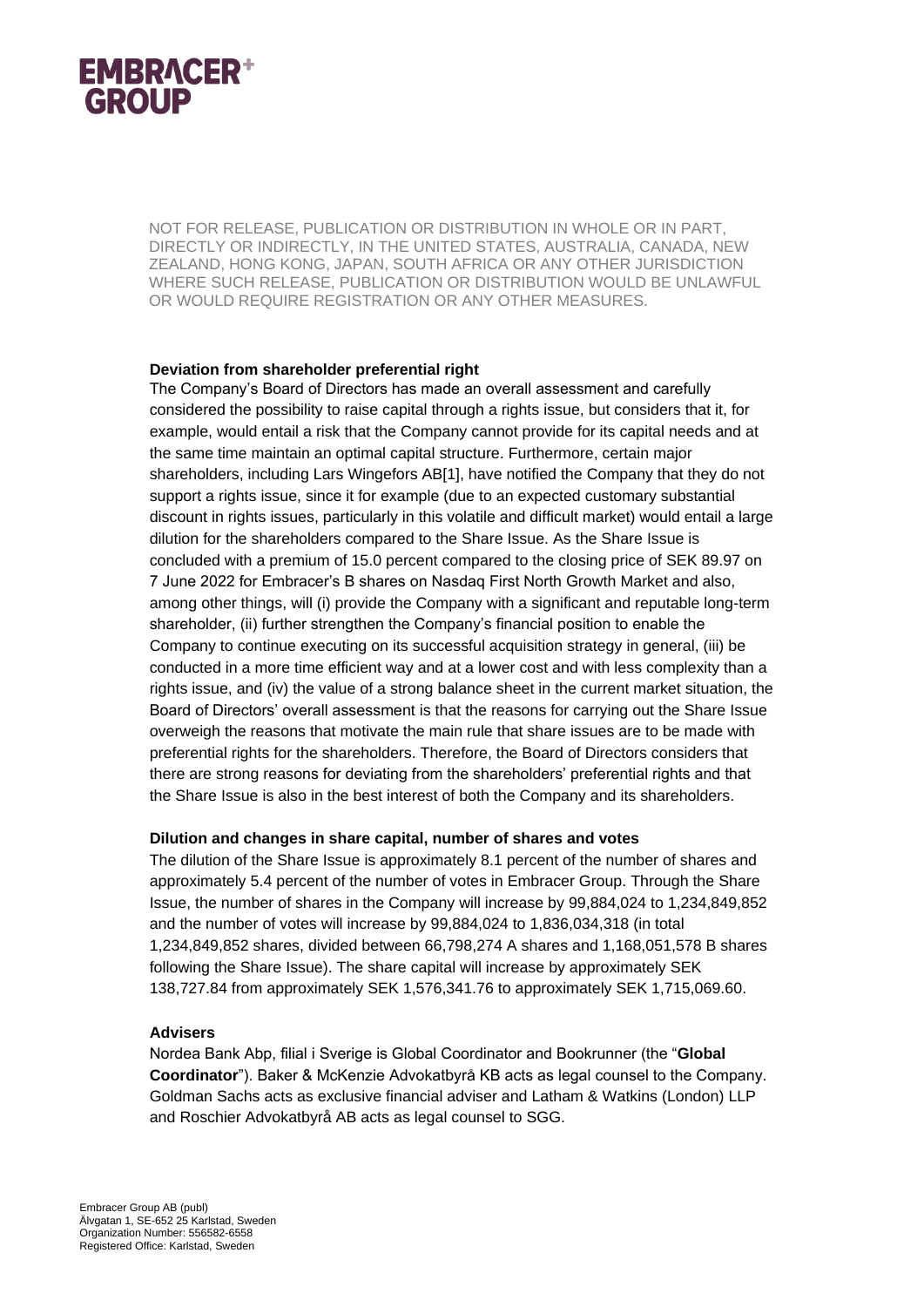NOT FOR RELEASE, PUBLICATION OR DISTRIBUTION IN WHOLE OR IN PART, DIRECTLY OR INDIRECTLY, IN THE UNITED STATES, AUSTRALIA, CANADA, NEW ZEALAND, HONG KONG, JAPAN, SOUTH AFRICA OR ANY OTHER JURISDICTION WHERE SUCH RELEASE, PUBLICATION OR DISTRIBUTION WOULD BE UNLAWFUL OR WOULD REQUIRE REGISTRATION OR ANY OTHER MEASURES.

**Deviation from shareholder preferential right**

The Company's Board of Directors has made an overall assessment and carefully considered the possibility to raise capital through a rights issue, but considers that it, for example, would entail a risk that the Company cannot provide for its capital needs and at the same time maintain an optimal capital structure. Furthermore, certain major shareholders, including Lars Wingefors AB[1], have notified the Company that they do not support a rights issue, since it for example (due to an expected customary substantial discount in rights issues, particularly in this volatile and difficult market) would entail a large dilution for the shareholders compared to the Share Issue. As the Share Issue is concluded with a premium of 15.0 percent compared to the closing price of SEK 89.97 on 7 June 2022 for Embracer's B shares on Nasdaq First North Growth Market and also, among other things, will (i) provide the Company with a significant and reputable long-term shareholder, (ii) further strengthen the Company's financial position to enable the Company to continue executing on its successful acquisition strategy in general, (iii) be conducted in a more time efficient way and at a lower cost and with less complexity than a rights issue, and (iv) the value of a strong balance sheet in the current market situation, the Board of Directors' overall assessment is that the reasons for carrying out the Share Issue overweigh the reasons that motivate the main rule that share issues are to be made with preferential rights for the shareholders. Therefore, the Board of Directors considers that there are strong reasons for deviating from the shareholders' preferential rights and that the Share Issue is also in the best interest of both the Company and its shareholders.

**Dilution and changes in share capital, number of shares and votes**

The dilution of the Share Issue is approximately 8.1 percent of the number of shares and approximately 5.4 percent of the number of votes in Embracer Group. Through the Share Issue, the number of shares in the Company will increase by 99,884,024 to 1,234,849,852 and the number of votes will increase by 99,884,024 to 1,836,034,318 (in total 1,234,849,852 shares, divided between 66,798,274 A shares and 1,168,051,578 B shares following the Share Issue). The share capital will increase by approximately SEK 138,727.84 from approximately SEK 1,576,341.76 to approximately SEK 1,715,069.60.

**Advisers**

Nordea Bank Abp, filial i Sverige is Global Coordinator and Bookrunner (the "**Global Coordinator**"). Baker & McKenzie Advokatbyrå KB acts as legal counsel to the Company. Goldman Sachs acts as exclusive financial adviser and Latham & Watkins (London) LLP and Roschier Advokatbyrå AB acts as legal counsel to SGG.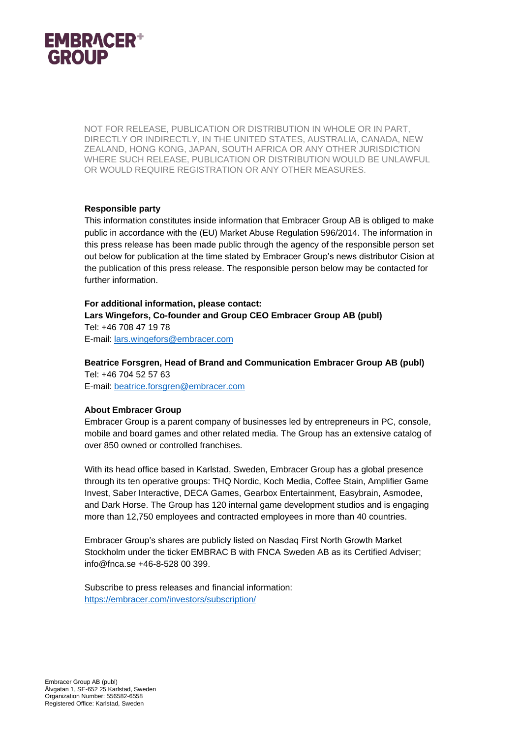NOT FOR RELEASE, PUBLICATION OR DISTRIBUTION IN WHOLE OR IN PART, DIRECTLY OR INDIRECTLY, IN THE UNITED STATES, AUSTRALIA, CANADA, NEW ZEALAND, HONG KONG, JAPAN, SOUTH AFRICA OR ANY OTHER JURISDICTION WHERE SUCH RELEASE, PUBLICATION OR DISTRIBUTION WOULD BE UNLAWFUL OR WOULD REQUIRE REGISTRATION OR ANY OTHER MEASURES.

**Responsible party**

This information constitutes inside information that Embracer Group AB is obliged to make public in accordance with the (EU) Market Abuse Regulation 596/2014. The information in this press release has been made public through the agency of the responsible person set out below for publication at the time stated by Embracer Group's news distributor Cision at the publication of this press release. The responsible person below may be contacted for further information.

**For additional information, please contact:**

**Lars Wingefors, Co-founder and Group CEO Embracer Group AB (publ)**
Tel: +46 708 47 19 78
E-mail: lars.wingefors@embracer.com

**Beatrice Forsgren, Head of Brand and Communication Embracer Group AB (publ)**
Tel: +46 704 52 57 63
E-mail: beatrice.forsgren@embracer.com

**About Embracer Group**

Embracer Group is a parent company of businesses led by entrepreneurs in PC, console, mobile and board games and other related media. The Group has an extensive catalog of over 850 owned or controlled franchises.

With its head office based in Karlstad, Sweden, Embracer Group has a global presence through its ten operative groups: THQ Nordic, Koch Media, Coffee Stain, Amplifier Game Invest, Saber Interactive, DECA Games, Gearbox Entertainment, Easybrain, Asmodee, and Dark Horse. The Group has 120 internal game development studios and is engaging more than 12,750 employees and contracted employees in more than 40 countries.

Embracer Group's shares are publicly listed on Nasdaq First North Growth Market Stockholm under the ticker EMBRAC B with FNCA Sweden AB as its Certified Adviser; info@fnca.se +46-8-528 00 399.

Subscribe to press releases and financial information:
https://embracer.com/investors/subscription/

Embracer Group AB (publ)
Älvgatan 1, SE-652 25 Karlstad, Sweden
Organization Number: 556582-6558
Registered Office: Karlstad, Sweden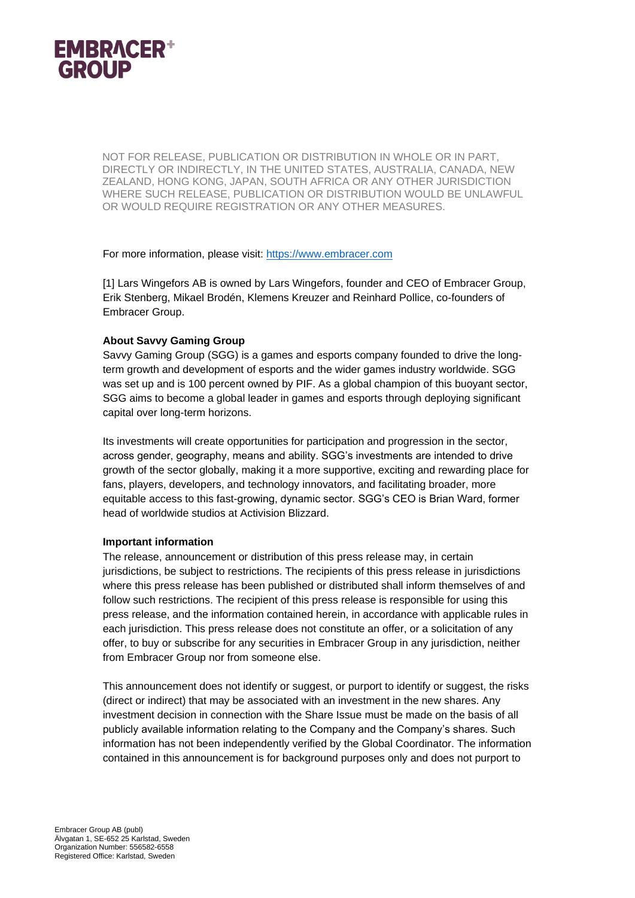NOT FOR RELEASE, PUBLICATION OR DISTRIBUTION IN WHOLE OR IN PART, DIRECTLY OR INDIRECTLY, IN THE UNITED STATES, AUSTRALIA, CANADA, NEW ZEALAND, HONG KONG, JAPAN, SOUTH AFRICA OR ANY OTHER JURISDICTION WHERE SUCH RELEASE, PUBLICATION OR DISTRIBUTION WOULD BE UNLAWFUL OR WOULD REQUIRE REGISTRATION OR ANY OTHER MEASURES.

For more information, please visit: [https://www.embracer.com](https://www.embracer.com)

[1] Lars Wingefors AB is owned by Lars Wingefors, founder and CEO of Embracer Group, Erik Stenberg, Mikael Brodén, Klemens Kreuzer and Reinhard Pollice, co-founders of Embracer Group.

**About Savvy Gaming Group**

Savvy Gaming Group (SGG) is a games and esports company founded to drive the long-term growth and development of esports and the wider games industry worldwide. SGG was set up and is 100 percent owned by PIF. As a global champion of this buoyant sector, SGG aims to become a global leader in games and esports through deploying significant capital over long-term horizons.

Its investments will create opportunities for participation and progression in the sector, across gender, geography, means and ability. SGG's investments are intended to drive growth of the sector globally, making it a more supportive, exciting and rewarding place for fans, players, developers, and technology innovators, and facilitating broader, more equitable access to this fast-growing, dynamic sector. SGG's CEO is Brian Ward, former head of worldwide studios at Activision Blizzard.

**Important information**

The release, announcement or distribution of this press release may, in certain jurisdictions, be subject to restrictions. The recipients of this press release in jurisdictions where this press release has been published or distributed shall inform themselves of and follow such restrictions. The recipient of this press release is responsible for using this press release, and the information contained herein, in accordance with applicable rules in each jurisdiction. This press release does not constitute an offer, or a solicitation of any offer, to buy or subscribe for any securities in Embracer Group in any jurisdiction, neither from Embracer Group nor from someone else.

This announcement does not identify or suggest, or purport to identify or suggest, the risks (direct or indirect) that may be associated with an investment in the new shares. Any investment decision in connection with the Share Issue must be made on the basis of all publicly available information relating to the Company and the Company's shares. Such information has not been independently verified by the Global Coordinator. The information contained in this announcement is for background purposes only and does not purport to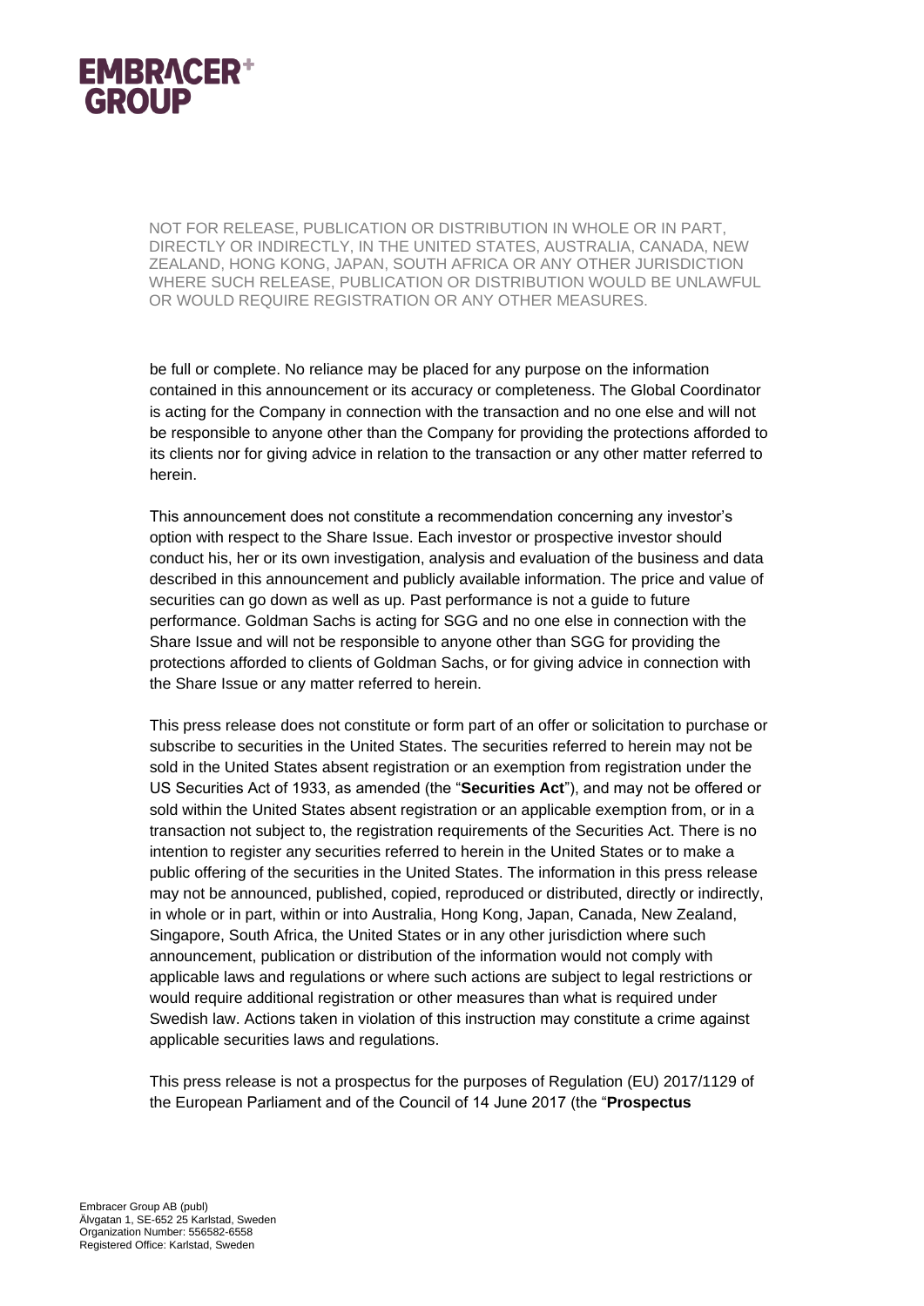NOT FOR RELEASE, PUBLICATION OR DISTRIBUTION IN WHOLE OR IN PART, DIRECTLY OR INDIRECTLY, IN THE UNITED STATES, AUSTRALIA, CANADA, NEW ZEALAND, HONG KONG, JAPAN, SOUTH AFRICA OR ANY OTHER JURISDICTION WHERE SUCH RELEASE, PUBLICATION OR DISTRIBUTION WOULD BE UNLAWFUL OR WOULD REQUIRE REGISTRATION OR ANY OTHER MEASURES.

be full or complete. No reliance may be placed for any purpose on the information contained in this announcement or its accuracy or completeness. The Global Coordinator is acting for the Company in connection with the transaction and no one else and will not be responsible to anyone other than the Company for providing the protections afforded to its clients nor for giving advice in relation to the transaction or any other matter referred to herein.

This announcement does not constitute a recommendation concerning any investor's option with respect to the Share Issue. Each investor or prospective investor should conduct his, her or its own investigation, analysis and evaluation of the business and data described in this announcement and publicly available information. The price and value of securities can go down as well as up. Past performance is not a guide to future performance. Goldman Sachs is acting for SGG and no one else in connection with the Share Issue and will not be responsible to anyone other than SGG for providing the protections afforded to clients of Goldman Sachs, or for giving advice in connection with the Share Issue or any matter referred to herein.

This press release does not constitute or form part of an offer or solicitation to purchase or subscribe to securities in the United States. The securities referred to herein may not be sold in the United States absent registration or an exemption from registration under the US Securities Act of 1933, as amended (the "**Securities Act**"), and may not be offered or sold within the United States absent registration or an applicable exemption from, or in a transaction not subject to, the registration requirements of the Securities Act. There is no intention to register any securities referred to herein in the United States or to make a public offering of the securities in the United States. The information in this press release may not be announced, published, copied, reproduced or distributed, directly or indirectly, in whole or in part, within or into Australia, Hong Kong, Japan, Canada, New Zealand, Singapore, South Africa, the United States or in any other jurisdiction where such announcement, publication or distribution of the information would not comply with applicable laws and regulations or where such actions are subject to legal restrictions or would require additional registration or other measures than what is required under Swedish law. Actions taken in violation of this instruction may constitute a crime against applicable securities laws and regulations.

This press release is not a prospectus for the purposes of Regulation (EU) 2017/1129 of the European Parliament and of the Council of 14 June 2017 (the "**Prospectus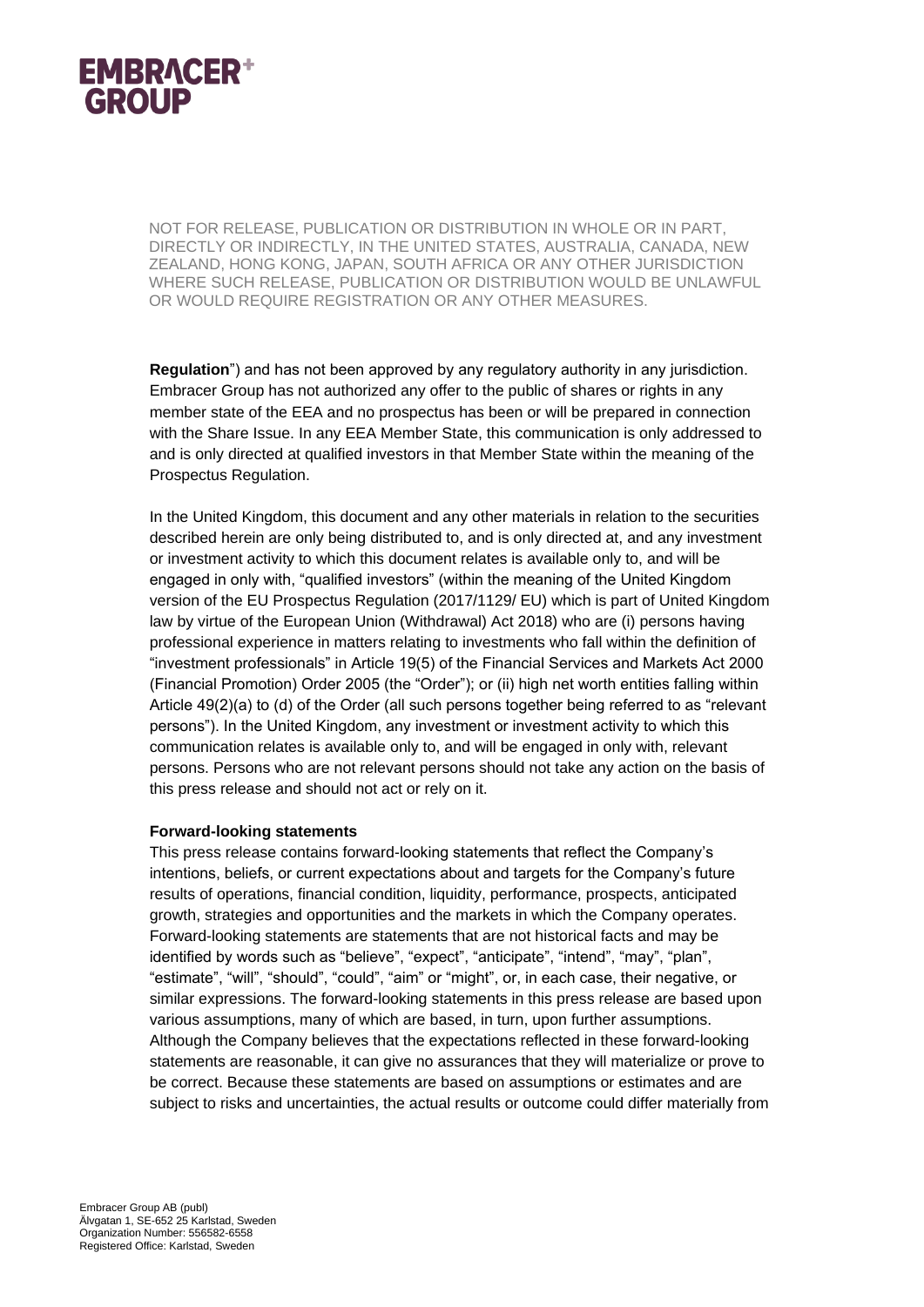NOT FOR RELEASE, PUBLICATION OR DISTRIBUTION IN WHOLE OR IN PART, DIRECTLY OR INDIRECTLY, IN THE UNITED STATES, AUSTRALIA, CANADA, NEW ZEALAND, HONG KONG, JAPAN, SOUTH AFRICA OR ANY OTHER JURISDICTION WHERE SUCH RELEASE, PUBLICATION OR DISTRIBUTION WOULD BE UNLAWFUL OR WOULD REQUIRE REGISTRATION OR ANY OTHER MEASURES.

**Regulation**") and has not been approved by any regulatory authority in any jurisdiction. Embracer Group has not authorized any offer to the public of shares or rights in any member state of the EEA and no prospectus has been or will be prepared in connection with the Share Issue. In any EEA Member State, this communication is only addressed to and is only directed at qualified investors in that Member State within the meaning of the Prospectus Regulation.

In the United Kingdom, this document and any other materials in relation to the securities described herein are only being distributed to, and is only directed at, and any investment or investment activity to which this document relates is available only to, and will be engaged in only with, "qualified investors" (within the meaning of the United Kingdom version of the EU Prospectus Regulation (2017/1129/ EU) which is part of United Kingdom law by virtue of the European Union (Withdrawal) Act 2018) who are (i) persons having professional experience in matters relating to investments who fall within the definition of "investment professionals" in Article 19(5) of the Financial Services and Markets Act 2000 (Financial Promotion) Order 2005 (the "Order"); or (ii) high net worth entities falling within Article 49(2)(a) to (d) of the Order (all such persons together being referred to as "relevant persons"). In the United Kingdom, any investment or investment activity to which this communication relates is available only to, and will be engaged in only with, relevant persons. Persons who are not relevant persons should not take any action on the basis of this press release and should not act or rely on it.

**Forward-looking statements**

This press release contains forward-looking statements that reflect the Company's intentions, beliefs, or current expectations about and targets for the Company's future results of operations, financial condition, liquidity, performance, prospects, anticipated growth, strategies and opportunities and the markets in which the Company operates. Forward-looking statements are statements that are not historical facts and may be identified by words such as "believe", "expect", "anticipate", "intend", "may", "plan", "estimate", "will", "should", "could", "aim" or "might", or, in each case, their negative, or similar expressions. The forward-looking statements in this press release are based upon various assumptions, many of which are based, in turn, upon further assumptions. Although the Company believes that the expectations reflected in these forward-looking statements are reasonable, it can give no assurances that they will materialize or prove to be correct. Because these statements are based on assumptions or estimates and are subject to risks and uncertainties, the actual results or outcome could differ materially from

Embracer Group AB (publ)
Älvgatan 1, SE-652 25 Karlstad, Sweden
Organization Number: 556582-6558
Registered Office: Karlstad, Sweden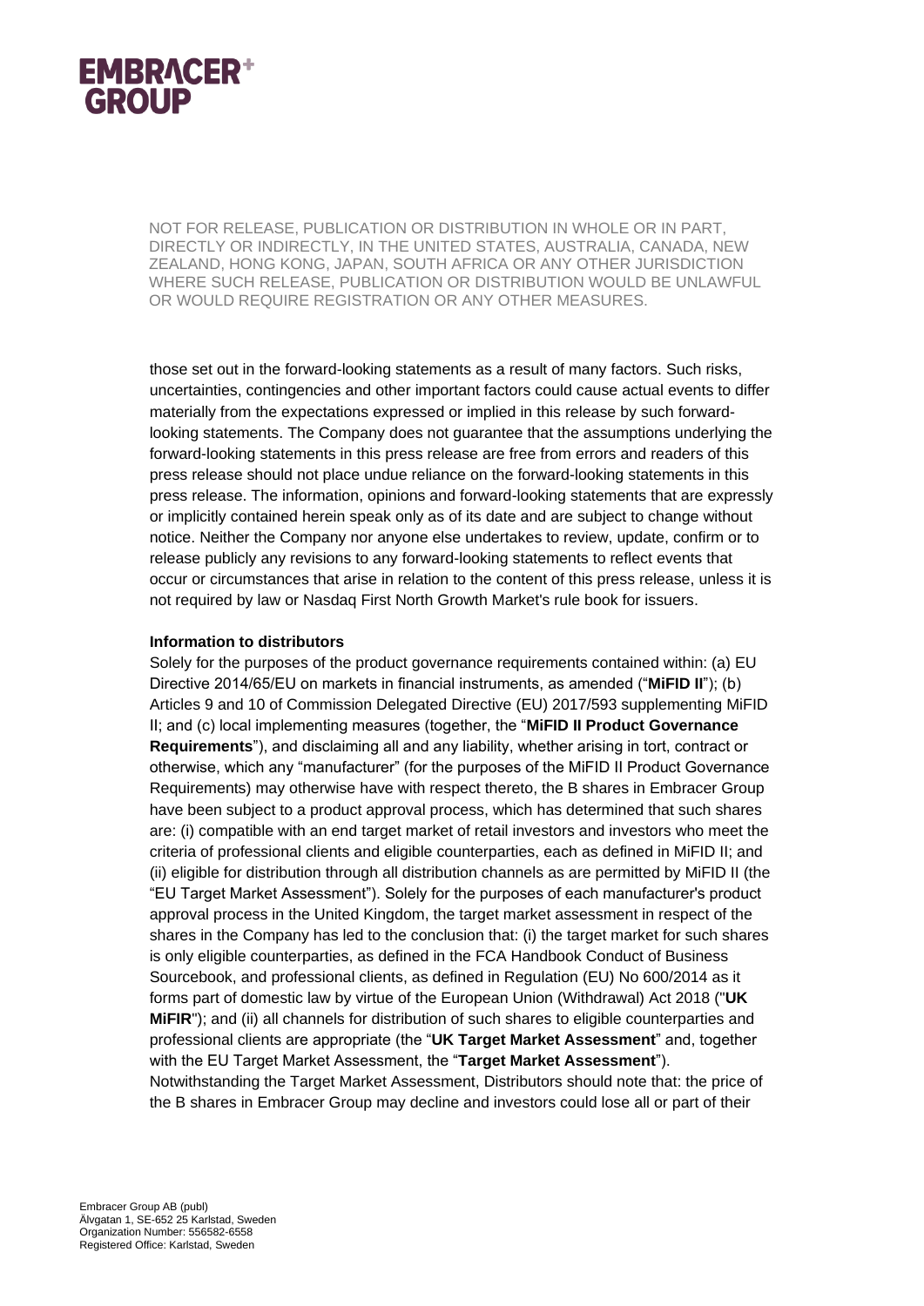NOT FOR RELEASE, PUBLICATION OR DISTRIBUTION IN WHOLE OR IN PART, DIRECTLY OR INDIRECTLY, IN THE UNITED STATES, AUSTRALIA, CANADA, NEW ZEALAND, HONG KONG, JAPAN, SOUTH AFRICA OR ANY OTHER JURISDICTION WHERE SUCH RELEASE, PUBLICATION OR DISTRIBUTION WOULD BE UNLAWFUL OR WOULD REQUIRE REGISTRATION OR ANY OTHER MEASURES.

those set out in the forward-looking statements as a result of many factors. Such risks, uncertainties, contingencies and other important factors could cause actual events to differ materially from the expectations expressed or implied in this release by such forward-looking statements. The Company does not guarantee that the assumptions underlying the forward-looking statements in this press release are free from errors and readers of this press release should not place undue reliance on the forward-looking statements in this press release. The information, opinions and forward-looking statements that are expressly or implicitly contained herein speak only as of its date and are subject to change without notice. Neither the Company nor anyone else undertakes to review, update, confirm or to release publicly any revisions to any forward-looking statements to reflect events that occur or circumstances that arise in relation to the content of this press release, unless it is not required by law or Nasdaq First North Growth Market's rule book for issuers.

**Information to distributors**

Solely for the purposes of the product governance requirements contained within: (a) EU Directive 2014/65/EU on markets in financial instruments, as amended ("**MiFID II**"); (b) Articles 9 and 10 of Commission Delegated Directive (EU) 2017/593 supplementing MiFID II; and (c) local implementing measures (together, the "**MiFID II Product Governance Requirements**"), and disclaiming all and any liability, whether arising in tort, contract or otherwise, which any "manufacturer" (for the purposes of the MiFID II Product Governance Requirements) may otherwise have with respect thereto, the B shares in Embracer Group have been subject to a product approval process, which has determined that such shares are: (i) compatible with an end target market of retail investors and investors who meet the criteria of professional clients and eligible counterparties, each as defined in MiFID II; and (ii) eligible for distribution through all distribution channels as are permitted by MiFID II (the "EU Target Market Assessment"). Solely for the purposes of each manufacturer's product approval process in the United Kingdom, the target market assessment in respect of the shares in the Company has led to the conclusion that: (i) the target market for such shares is only eligible counterparties, as defined in the FCA Handbook Conduct of Business Sourcebook, and professional clients, as defined in Regulation (EU) No 600/2014 as it forms part of domestic law by virtue of the European Union (Withdrawal) Act 2018 ("**UK MiFIR**"); and (ii) all channels for distribution of such shares to eligible counterparties and professional clients are appropriate (the "**UK Target Market Assessment**" and, together with the EU Target Market Assessment, the "**Target Market Assessment**"). Notwithstanding the Target Market Assessment, Distributors should note that: the price of the B shares in Embracer Group may decline and investors could lose all or part of their

Embracer Group AB (publ)
Älvgatan 1, SE-652 25 Karlstad, Sweden
Organization Number: 556582-6558
Registered Office: Karlstad, Sweden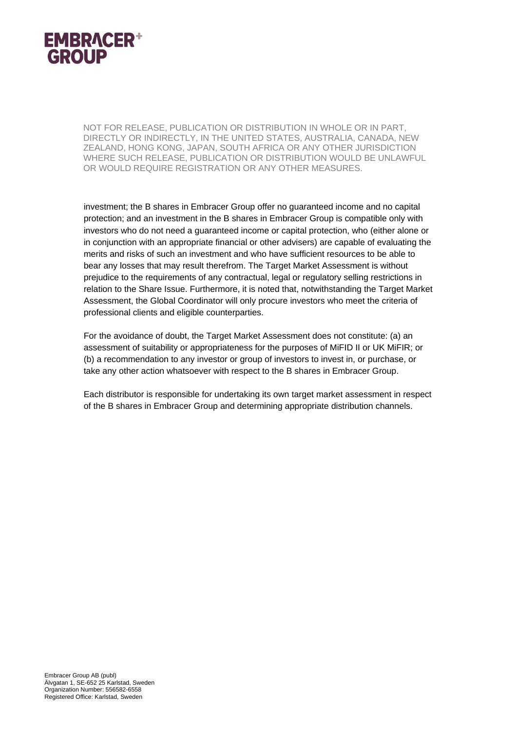NOT FOR RELEASE, PUBLICATION OR DISTRIBUTION IN WHOLE OR IN PART, DIRECTLY OR INDIRECTLY, IN THE UNITED STATES, AUSTRALIA, CANADA, NEW ZEALAND, HONG KONG, JAPAN, SOUTH AFRICA OR ANY OTHER JURISDICTION WHERE SUCH RELEASE, PUBLICATION OR DISTRIBUTION WOULD BE UNLAWFUL OR WOULD REQUIRE REGISTRATION OR ANY OTHER MEASURES.

investment; the B shares in Embracer Group offer no guaranteed income and no capital protection; and an investment in the B shares in Embracer Group is compatible only with investors who do not need a guaranteed income or capital protection, who (either alone or in conjunction with an appropriate financial or other advisers) are capable of evaluating the merits and risks of such an investment and who have sufficient resources to be able to bear any losses that may result therefrom. The Target Market Assessment is without prejudice to the requirements of any contractual, legal or regulatory selling restrictions in relation to the Share Issue. Furthermore, it is noted that, notwithstanding the Target Market Assessment, the Global Coordinator will only procure investors who meet the criteria of professional clients and eligible counterparties.

For the avoidance of doubt, the Target Market Assessment does not constitute: (a) an assessment of suitability or appropriateness for the purposes of MiFID II or UK MiFIR; or (b) a recommendation to any investor or group of investors to invest in, or purchase, or take any other action whatsoever with respect to the B shares in Embracer Group.

Each distributor is responsible for undertaking its own target market assessment in respect of the B shares in Embracer Group and determining appropriate distribution channels.

Embracer Group AB (publ)
Älvgatan 1, SE-652 25 Karlstad, Sweden
Organization Number: 556582-6558
Registered Office: Karlstad, Sweden